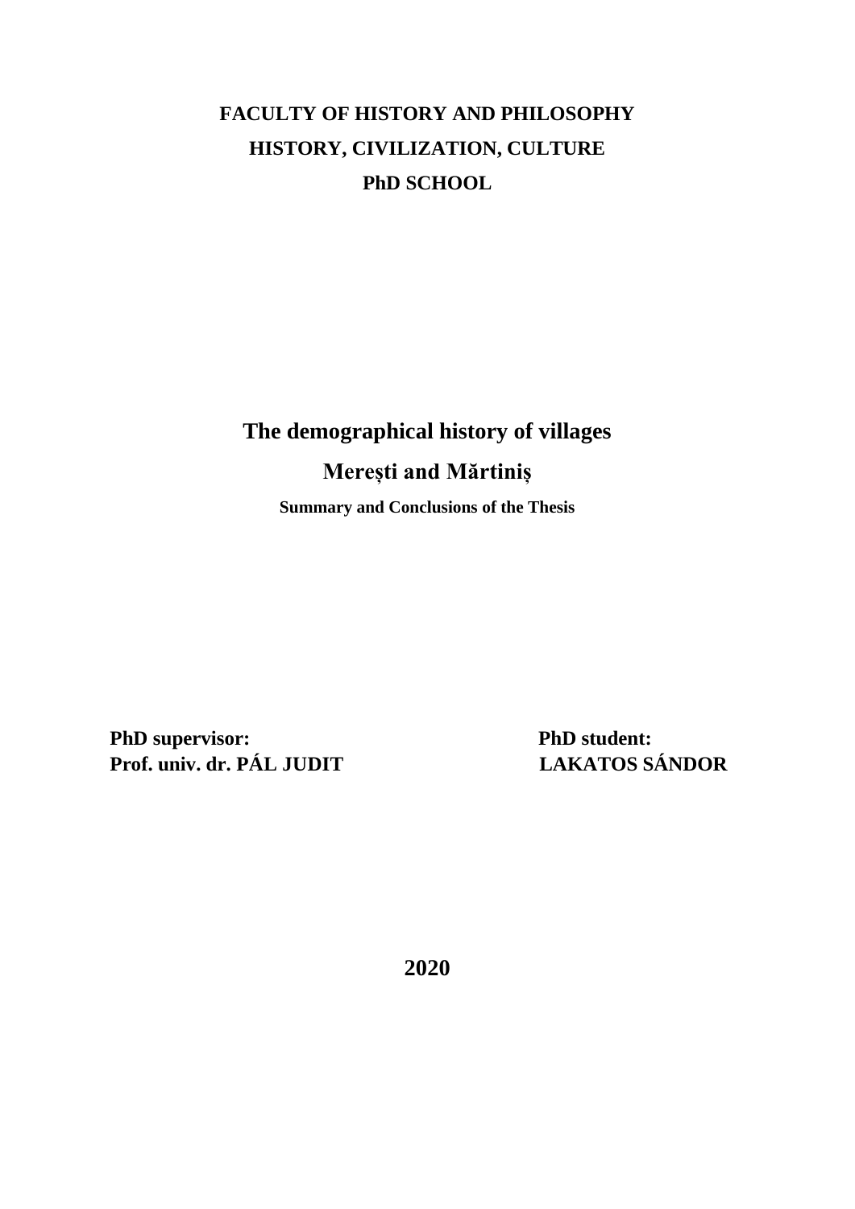**FACULTY OF HISTORY AND PHILOSOPHY**

**HISTORY, CIVILIZATION, CULTURE**

**PhD SCHOOL**

# The demographical history of villages

## Merești and Mărtiniș

**Summary and Conclusions of the Thesis**

**PhD supervisor:**
**Prof. univ. dr. PÁL JUDIT**

**PhD student:**
**LAKATOS SÁNDOR**

**2020**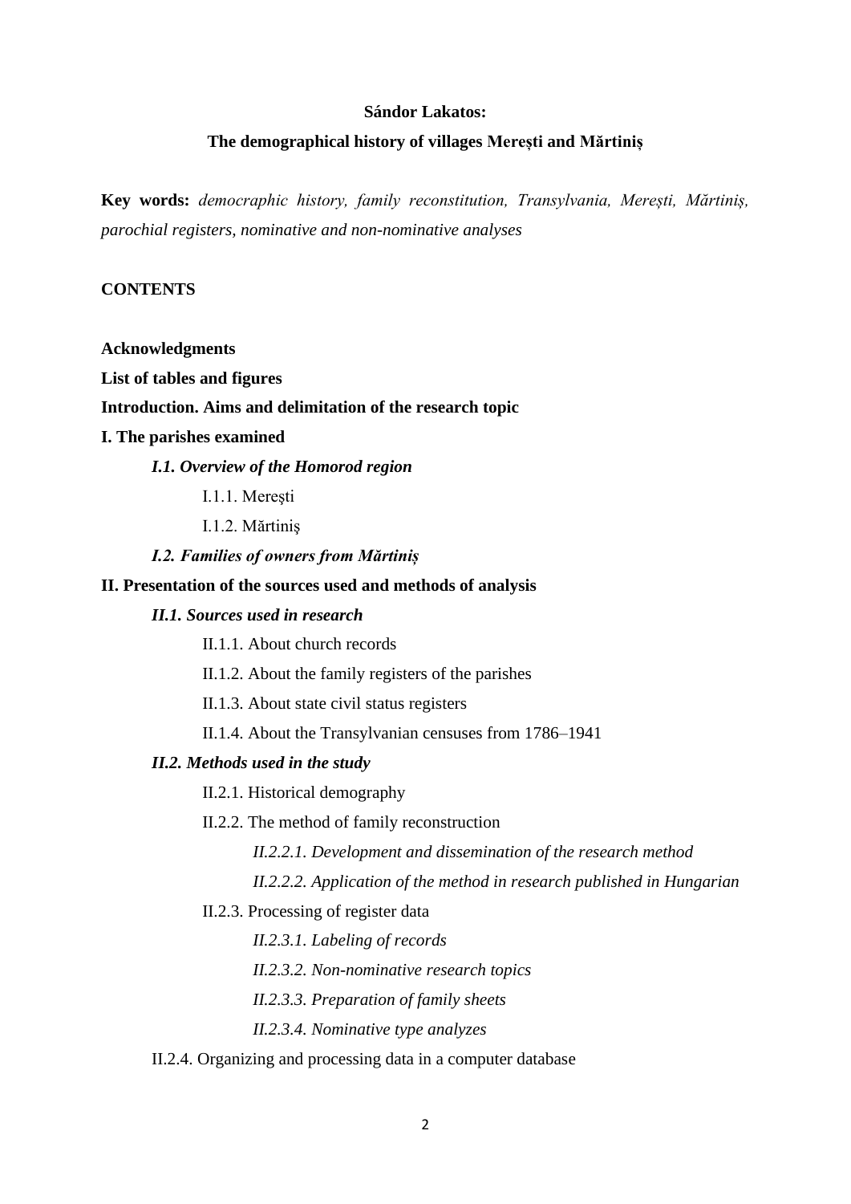**Sándor Lakatos:**

**The demographical history of villages Merești and Mărtiniș**

**Key words:** *democraphic history, family reconstitution, Transylvania, Merești, Mărtiniș, parochial registers, nominative and non-nominative analyses*

**CONTENTS**

**Acknowledgments**

**List of tables and figures**

**Introduction. Aims and delimitation of the research topic**

**I. The parishes examined**

- ***I.1. Overview of the Homorod region***
  - I.1.1. Mereşti
  - I.1.2. Mărtiniş
- ***I.2. Families of owners from Mărtiniș***

**II. Presentation of the sources used and methods of analysis**

- ***II.1. Sources used in research***
  - II.1.1. About church records
  - II.1.2. About the family registers of the parishes
  - II.1.3. About state civil status registers
  - II.1.4. About the Transylvanian censuses from 1786–1941
- ***II.2. Methods used in the study***
  - II.2.1. Historical demography
  - II.2.2. The method of family reconstruction
    - *II.2.2.1. Development and dissemination of the research method*
    - *II.2.2.2. Application of the method in research published in Hungarian*
  - II.2.3. Processing of register data
    - *II.2.3.1. Labeling of records*
    - *II.2.3.2. Non-nominative research topics*
    - *II.2.3.3. Preparation of family sheets*
    - *II.2.3.4. Nominative type analyzes*
- II.2.4. Organizing and processing data in a computer database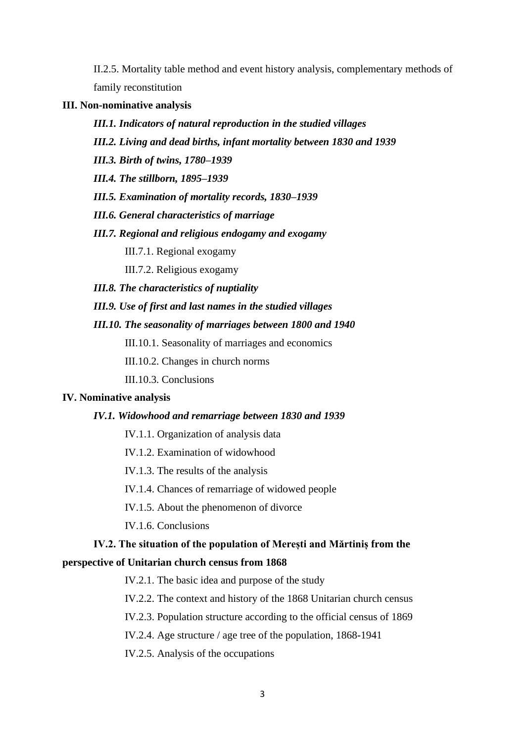II.2.5. Mortality table method and event history analysis, complementary methods of family reconstitution

**III. Non-nominative analysis**

***III.1. Indicators of natural reproduction in the studied villages***

***III.2. Living and dead births, infant mortality between 1830 and 1939***

***III.3. Birth of twins, 1780–1939***

***III.4. The stillborn, 1895–1939***

***III.5. Examination of mortality records, 1830–1939***

***III.6. General characteristics of marriage***

***III.7. Regional and religious endogamy and exogamy***

III.7.1. Regional exogamy

III.7.2. Religious exogamy

***III.8. The characteristics of nuptiality***

***III.9. Use of first and last names in the studied villages***

***III.10. The seasonality of marriages between 1800 and 1940***

III.10.1. Seasonality of marriages and economics

III.10.2. Changes in church norms

III.10.3. Conclusions

**IV. Nominative analysis**

***IV.1. Widowhood and remarriage between 1830 and 1939***

IV.1.1. Organization of analysis data

IV.1.2. Examination of widowhood

IV.1.3. The results of the analysis

IV.1.4. Chances of remarriage of widowed people

IV.1.5. About the phenomenon of divorce

IV.1.6. Conclusions

**IV.2. The situation of the population of Merești and Mărtiniș from the perspective of Unitarian church census from 1868**

IV.2.1. The basic idea and purpose of the study

IV.2.2. The context and history of the 1868 Unitarian church census

IV.2.3. Population structure according to the official census of 1869

IV.2.4. Age structure / age tree of the population, 1868-1941

IV.2.5. Analysis of the occupations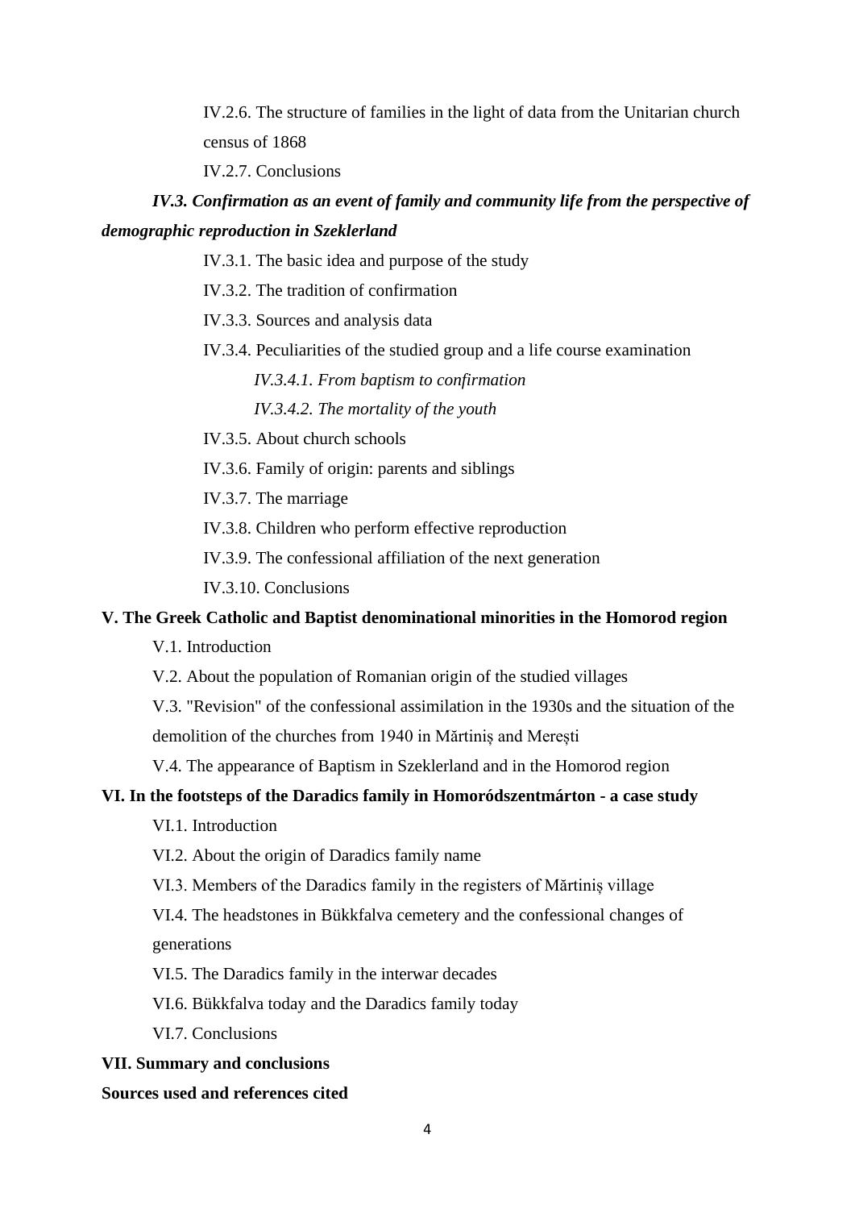IV.2.6. The structure of families in the light of data from the Unitarian church census of 1868

IV.2.7. Conclusions

***IV.3. Confirmation as an event of family and community life from the perspective of demographic reproduction in Szeklerland***

IV.3.1. The basic idea and purpose of the study

IV.3.2. The tradition of confirmation

IV.3.3. Sources and analysis data

IV.3.4. Peculiarities of the studied group and a life course examination

*IV.3.4.1. From baptism to confirmation*

*IV.3.4.2. The mortality of the youth*

IV.3.5. About church schools

IV.3.6. Family of origin: parents and siblings

IV.3.7. The marriage

IV.3.8. Children who perform effective reproduction

IV.3.9. The confessional affiliation of the next generation

IV.3.10. Conclusions

**V. The Greek Catholic and Baptist denominational minorities in the Homorod region**

V.1. Introduction

V.2. About the population of Romanian origin of the studied villages

V.3. "Revision" of the confessional assimilation in the 1930s and the situation of the demolition of the churches from 1940 in Mărtiniș and Merești

V.4. The appearance of Baptism in Szeklerland and in the Homorod region

**VI. In the footsteps of the Daradics family in Homoródszentmárton - a case study**

VI.1. Introduction

VI.2. About the origin of Daradics family name

VI.3. Members of the Daradics family in the registers of Mărtiniș village

VI.4. The headstones in Bükkfalva cemetery and the confessional changes of generations

VI.5. The Daradics family in the interwar decades

VI.6. Bükkfalva today and the Daradics family today

VI.7. Conclusions

**VII. Summary and conclusions**

**Sources used and references cited**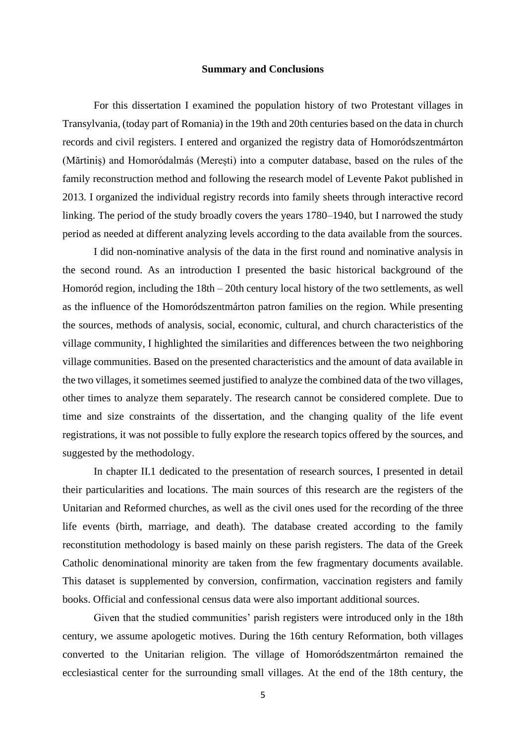## Summary and Conclusions

For this dissertation I examined the population history of two Protestant villages in Transylvania, (today part of Romania) in the 19th and 20th centuries based on the data in church records and civil registers. I entered and organized the registry data of Homoródszentmárton (Mărtiniș) and Homoródalmás (Merești) into a computer database, based on the rules of the family reconstruction method and following the research model of Levente Pakot published in 2013. I organized the individual registry records into family sheets through interactive record linking. The period of the study broadly covers the years 1780–1940, but I narrowed the study period as needed at different analyzing levels according to the data available from the sources.

I did non-nominative analysis of the data in the first round and nominative analysis in the second round. As an introduction I presented the basic historical background of the Homoród region, including the 18th – 20th century local history of the two settlements, as well as the influence of the Homoródszentmárton patron families on the region. While presenting the sources, methods of analysis, social, economic, cultural, and church characteristics of the village community, I highlighted the similarities and differences between the two neighboring village communities. Based on the presented characteristics and the amount of data available in the two villages, it sometimes seemed justified to analyze the combined data of the two villages, other times to analyze them separately. The research cannot be considered complete. Due to time and size constraints of the dissertation, and the changing quality of the life event registrations, it was not possible to fully explore the research topics offered by the sources, and suggested by the methodology.

In chapter II.1 dedicated to the presentation of research sources, I presented in detail their particularities and locations. The main sources of this research are the registers of the Unitarian and Reformed churches, as well as the civil ones used for the recording of the three life events (birth, marriage, and death). The database created according to the family reconstitution methodology is based mainly on these parish registers. The data of the Greek Catholic denominational minority are taken from the few fragmentary documents available. This dataset is supplemented by conversion, confirmation, vaccination registers and family books. Official and confessional census data were also important additional sources.

Given that the studied communities' parish registers were introduced only in the 18th century, we assume apologetic motives. During the 16th century Reformation, both villages converted to the Unitarian religion. The village of Homoródszentmárton remained the ecclesiastical center for the surrounding small villages. At the end of the 18th century, the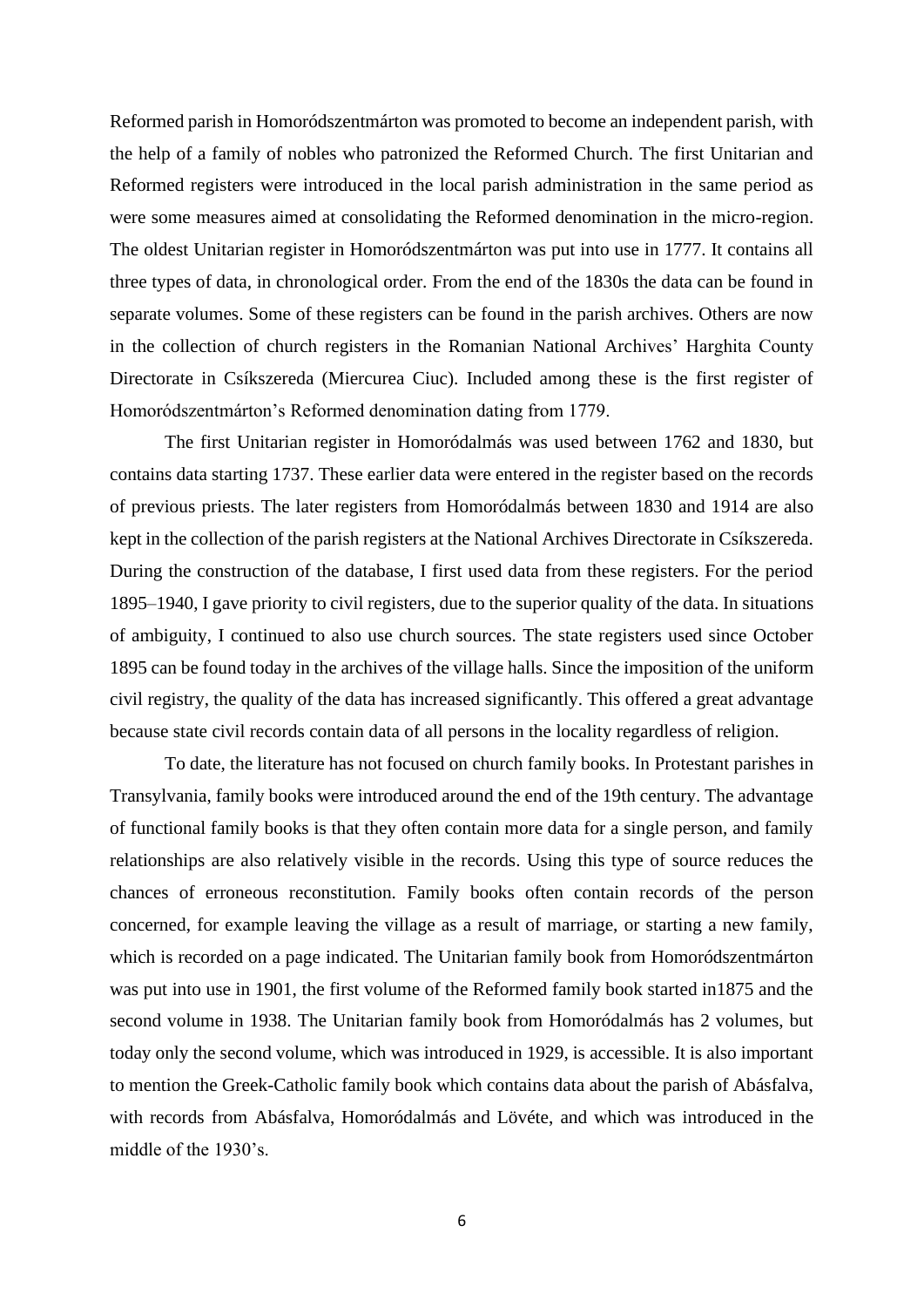Reformed parish in Homoródszentmárton was promoted to become an independent parish, with the help of a family of nobles who patronized the Reformed Church. The first Unitarian and Reformed registers were introduced in the local parish administration in the same period as were some measures aimed at consolidating the Reformed denomination in the micro-region. The oldest Unitarian register in Homoródszentmárton was put into use in 1777. It contains all three types of data, in chronological order. From the end of the 1830s the data can be found in separate volumes. Some of these registers can be found in the parish archives. Others are now in the collection of church registers in the Romanian National Archives' Harghita County Directorate in Csíkszereda (Miercurea Ciuc). Included among these is the first register of Homoródszentmárton's Reformed denomination dating from 1779.

The first Unitarian register in Homoródalmás was used between 1762 and 1830, but contains data starting 1737. These earlier data were entered in the register based on the records of previous priests. The later registers from Homoródalmás between 1830 and 1914 are also kept in the collection of the parish registers at the National Archives Directorate in Csíkszereda. During the construction of the database, I first used data from these registers. For the period 1895–1940, I gave priority to civil registers, due to the superior quality of the data. In situations of ambiguity, I continued to also use church sources. The state registers used since October 1895 can be found today in the archives of the village halls. Since the imposition of the uniform civil registry, the quality of the data has increased significantly. This offered a great advantage because state civil records contain data of all persons in the locality regardless of religion.

To date, the literature has not focused on church family books. In Protestant parishes in Transylvania, family books were introduced around the end of the 19th century. The advantage of functional family books is that they often contain more data for a single person, and family relationships are also relatively visible in the records. Using this type of source reduces the chances of erroneous reconstitution. Family books often contain records of the person concerned, for example leaving the village as a result of marriage, or starting a new family, which is recorded on a page indicated. The Unitarian family book from Homoródszentmárton was put into use in 1901, the first volume of the Reformed family book started in1875 and the second volume in 1938. The Unitarian family book from Homoródalmás has 2 volumes, but today only the second volume, which was introduced in 1929, is accessible. It is also important to mention the Greek-Catholic family book which contains data about the parish of Abásfalva, with records from Abásfalva, Homoródalmás and Lövéte, and which was introduced in the middle of the 1930's.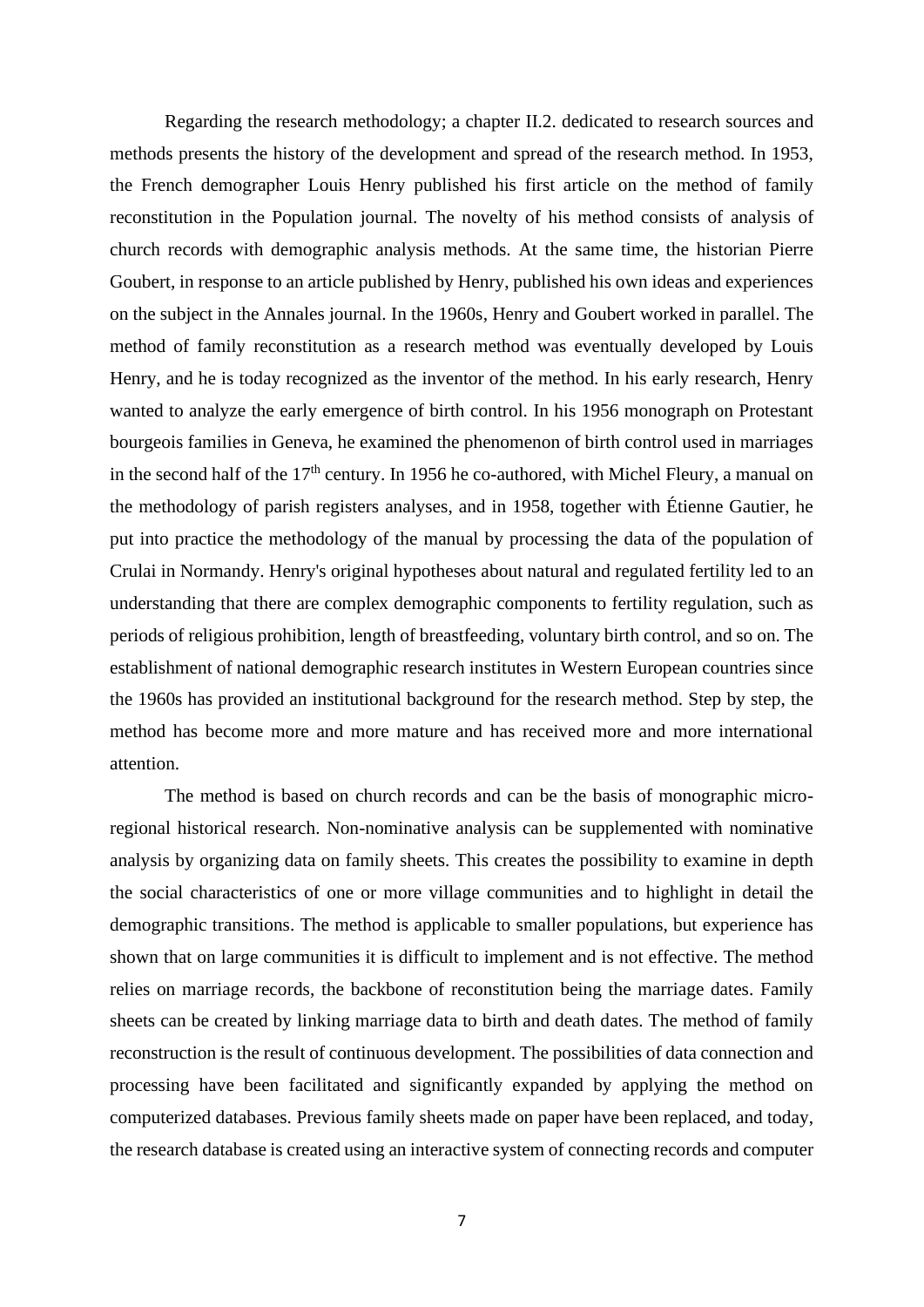Regarding the research methodology; a chapter II.2. dedicated to research sources and methods presents the history of the development and spread of the research method. In 1953, the French demographer Louis Henry published his first article on the method of family reconstitution in the Population journal. The novelty of his method consists of analysis of church records with demographic analysis methods. At the same time, the historian Pierre Goubert, in response to an article published by Henry, published his own ideas and experiences on the subject in the Annales journal. In the 1960s, Henry and Goubert worked in parallel. The method of family reconstitution as a research method was eventually developed by Louis Henry, and he is today recognized as the inventor of the method. In his early research, Henry wanted to analyze the early emergence of birth control. In his 1956 monograph on Protestant bourgeois families in Geneva, he examined the phenomenon of birth control used in marriages in the second half of the 17th century. In 1956 he co-authored, with Michel Fleury, a manual on the methodology of parish registers analyses, and in 1958, together with Étienne Gautier, he put into practice the methodology of the manual by processing the data of the population of Crulai in Normandy. Henry's original hypotheses about natural and regulated fertility led to an understanding that there are complex demographic components to fertility regulation, such as periods of religious prohibition, length of breastfeeding, voluntary birth control, and so on. The establishment of national demographic research institutes in Western European countries since the 1960s has provided an institutional background for the research method. Step by step, the method has become more and more mature and has received more and more international attention.

The method is based on church records and can be the basis of monographic micro-regional historical research. Non-nominative analysis can be supplemented with nominative analysis by organizing data on family sheets. This creates the possibility to examine in depth the social characteristics of one or more village communities and to highlight in detail the demographic transitions. The method is applicable to smaller populations, but experience has shown that on large communities it is difficult to implement and is not effective. The method relies on marriage records, the backbone of reconstitution being the marriage dates. Family sheets can be created by linking marriage data to birth and death dates. The method of family reconstruction is the result of continuous development. The possibilities of data connection and processing have been facilitated and significantly expanded by applying the method on computerized databases. Previous family sheets made on paper have been replaced, and today, the research database is created using an interactive system of connecting records and computer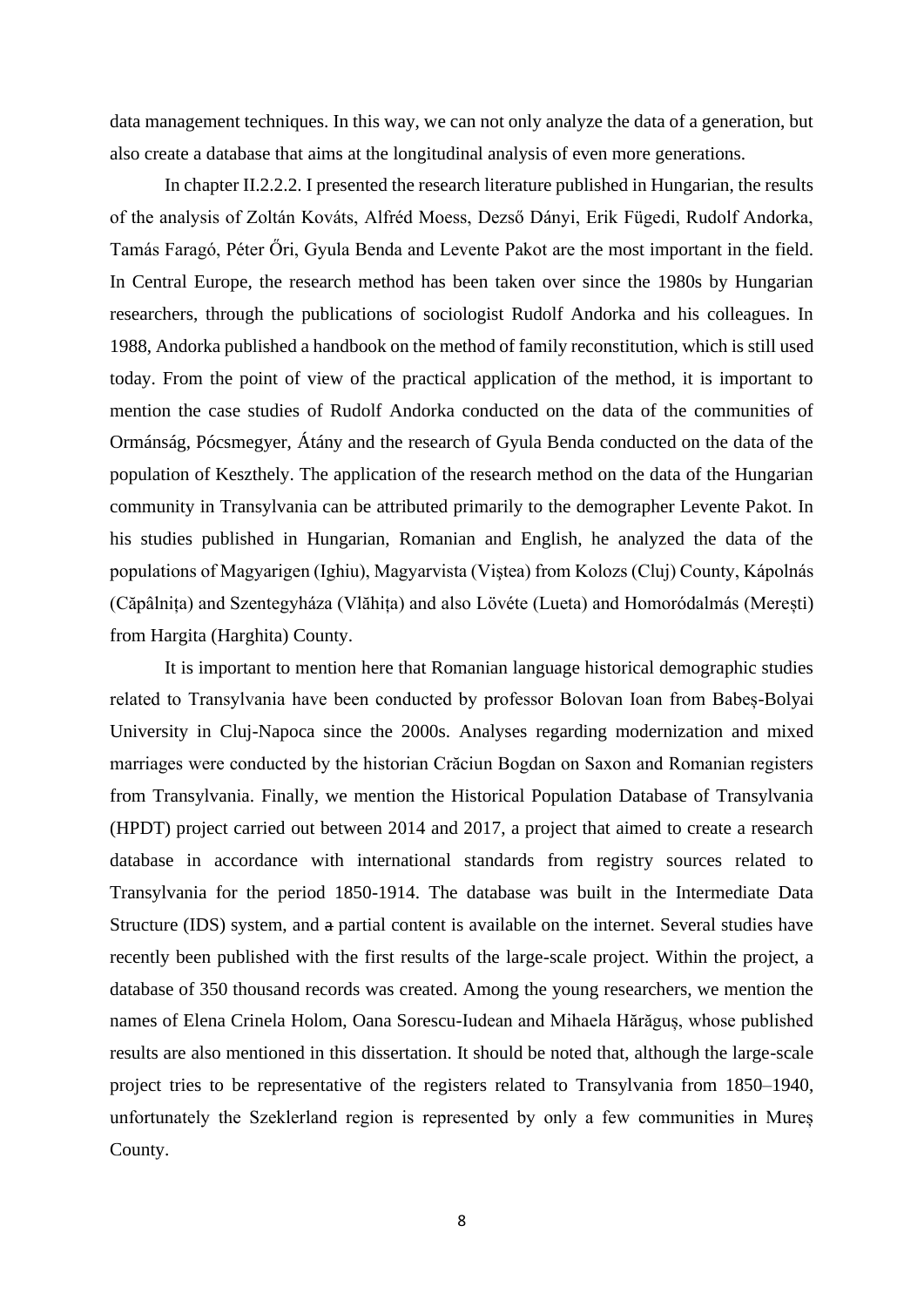data management techniques. In this way, we can not only analyze the data of a generation, but also create a database that aims at the longitudinal analysis of even more generations.

In chapter II.2.2.2. I presented the research literature published in Hungarian, the results of the analysis of Zoltán Kováts, Alfréd Moess, Dezső Dányi, Erik Fügedi, Rudolf Andorka, Tamás Faragó, Péter Őri, Gyula Benda and Levente Pakot are the most important in the field. In Central Europe, the research method has been taken over since the 1980s by Hungarian researchers, through the publications of sociologist Rudolf Andorka and his colleagues. In 1988, Andorka published a handbook on the method of family reconstitution, which is still used today. From the point of view of the practical application of the method, it is important to mention the case studies of Rudolf Andorka conducted on the data of the communities of Ormánság, Pócsmegyer, Átány and the research of Gyula Benda conducted on the data of the population of Keszthely. The application of the research method on the data of the Hungarian community in Transylvania can be attributed primarily to the demographer Levente Pakot. In his studies published in Hungarian, Romanian and English, he analyzed the data of the populations of Magyarigen (Ighiu), Magyarvista (Viștea) from Kolozs (Cluj) County, Kápolnás (Căpâlnița) and Szentegyháza (Vlăhița) and also Lövéte (Lueta) and Homoródalmás (Merești) from Hargita (Harghita) County.

It is important to mention here that Romanian language historical demographic studies related to Transylvania have been conducted by professor Bolovan Ioan from Babeș-Bolyai University in Cluj-Napoca since the 2000s. Analyses regarding modernization and mixed marriages were conducted by the historian Crăciun Bogdan on Saxon and Romanian registers from Transylvania. Finally, we mention the Historical Population Database of Transylvania (HPDT) project carried out between 2014 and 2017, a project that aimed to create a research database in accordance with international standards from registry sources related to Transylvania for the period 1850-1914. The database was built in the Intermediate Data Structure (IDS) system, and ~~a~~ partial content is available on the internet. Several studies have recently been published with the first results of the large-scale project. Within the project, a database of 350 thousand records was created. Among the young researchers, we mention the names of Elena Crinela Holom, Oana Sorescu-Iudean and Mihaela Hărăguș, whose published results are also mentioned in this dissertation. It should be noted that, although the large-scale project tries to be representative of the registers related to Transylvania from 1850–1940, unfortunately the Szeklerland region is represented by only a few communities in Mureș County.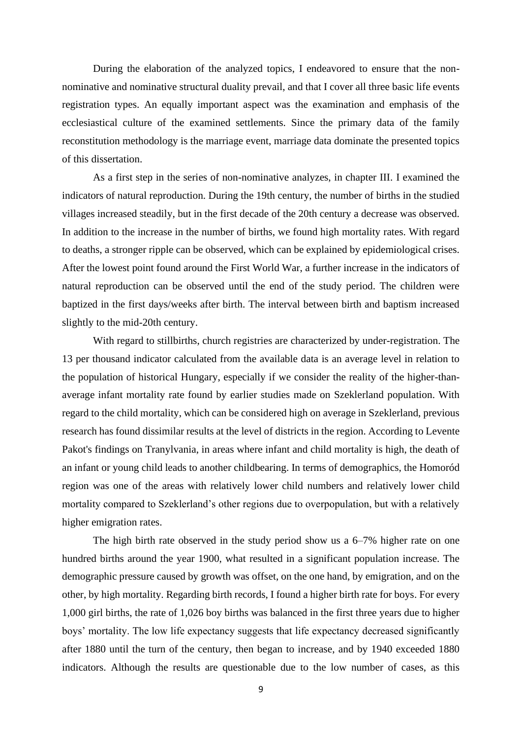During the elaboration of the analyzed topics, I endeavored to ensure that the non-nominative and nominative structural duality prevail, and that I cover all three basic life events registration types. An equally important aspect was the examination and emphasis of the ecclesiastical culture of the examined settlements. Since the primary data of the family reconstitution methodology is the marriage event, marriage data dominate the presented topics of this dissertation.

As a first step in the series of non-nominative analyzes, in chapter III. I examined the indicators of natural reproduction. During the 19th century, the number of births in the studied villages increased steadily, but in the first decade of the 20th century a decrease was observed. In addition to the increase in the number of births, we found high mortality rates. With regard to deaths, a stronger ripple can be observed, which can be explained by epidemiological crises. After the lowest point found around the First World War, a further increase in the indicators of natural reproduction can be observed until the end of the study period. The children were baptized in the first days/weeks after birth. The interval between birth and baptism increased slightly to the mid-20th century.

With regard to stillbirths, church registries are characterized by under-registration. The 13 per thousand indicator calculated from the available data is an average level in relation to the population of historical Hungary, especially if we consider the reality of the higher-than-average infant mortality rate found by earlier studies made on Szeklerland population. With regard to the child mortality, which can be considered high on average in Szeklerland, previous research has found dissimilar results at the level of districts in the region. According to Levente Pakot's findings on Tranylvania, in areas where infant and child mortality is high, the death of an infant or young child leads to another childbearing. In terms of demographics, the Homoród region was one of the areas with relatively lower child numbers and relatively lower child mortality compared to Szeklerland's other regions due to overpopulation, but with a relatively higher emigration rates.

The high birth rate observed in the study period show us a 6–7% higher rate on one hundred births around the year 1900, what resulted in a significant population increase. The demographic pressure caused by growth was offset, on the one hand, by emigration, and on the other, by high mortality. Regarding birth records, I found a higher birth rate for boys. For every 1,000 girl births, the rate of 1,026 boy births was balanced in the first three years due to higher boys' mortality. The low life expectancy suggests that life expectancy decreased significantly after 1880 until the turn of the century, then began to increase, and by 1940 exceeded 1880 indicators. Although the results are questionable due to the low number of cases, as this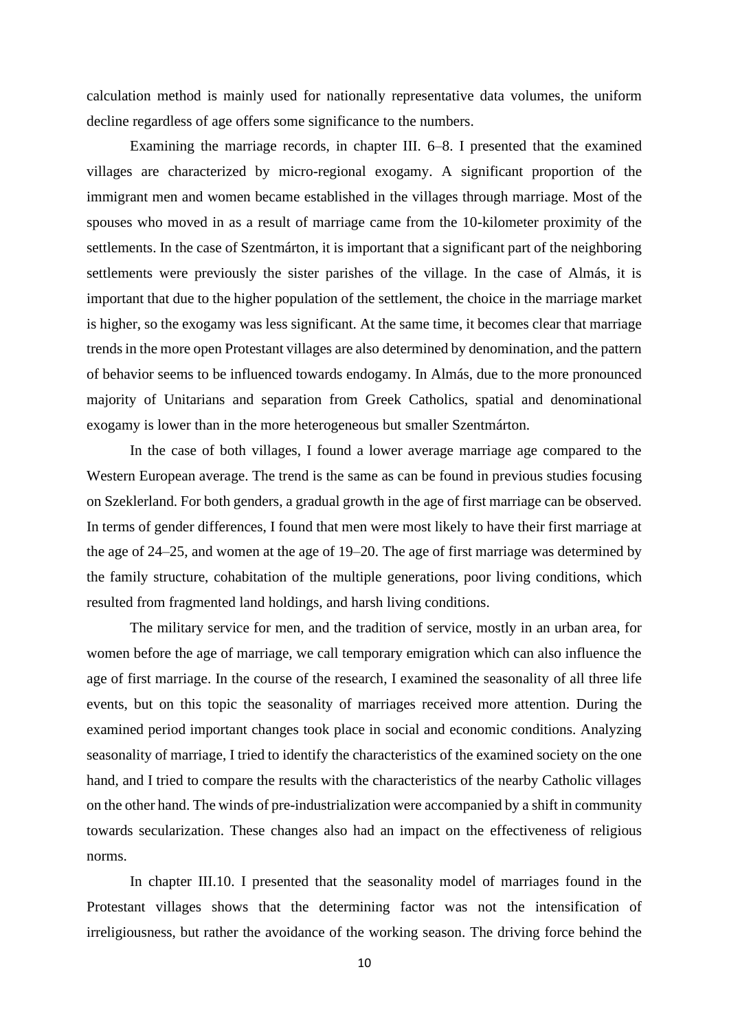calculation method is mainly used for nationally representative data volumes, the uniform decline regardless of age offers some significance to the numbers.

Examining the marriage records, in chapter III. 6–8. I presented that the examined villages are characterized by micro-regional exogamy. A significant proportion of the immigrant men and women became established in the villages through marriage. Most of the spouses who moved in as a result of marriage came from the 10-kilometer proximity of the settlements. In the case of Szentmárton, it is important that a significant part of the neighboring settlements were previously the sister parishes of the village. In the case of Almás, it is important that due to the higher population of the settlement, the choice in the marriage market is higher, so the exogamy was less significant. At the same time, it becomes clear that marriage trends in the more open Protestant villages are also determined by denomination, and the pattern of behavior seems to be influenced towards endogamy. In Almás, due to the more pronounced majority of Unitarians and separation from Greek Catholics, spatial and denominational exogamy is lower than in the more heterogeneous but smaller Szentmárton.

In the case of both villages, I found a lower average marriage age compared to the Western European average. The trend is the same as can be found in previous studies focusing on Szeklerland. For both genders, a gradual growth in the age of first marriage can be observed. In terms of gender differences, I found that men were most likely to have their first marriage at the age of 24–25, and women at the age of 19–20. The age of first marriage was determined by the family structure, cohabitation of the multiple generations, poor living conditions, which resulted from fragmented land holdings, and harsh living conditions.

The military service for men, and the tradition of service, mostly in an urban area, for women before the age of marriage, we call temporary emigration which can also influence the age of first marriage. In the course of the research, I examined the seasonality of all three life events, but on this topic the seasonality of marriages received more attention. During the examined period important changes took place in social and economic conditions. Analyzing seasonality of marriage, I tried to identify the characteristics of the examined society on the one hand, and I tried to compare the results with the characteristics of the nearby Catholic villages on the other hand. The winds of pre-industrialization were accompanied by a shift in community towards secularization. These changes also had an impact on the effectiveness of religious norms.

In chapter III.10. I presented that the seasonality model of marriages found in the Protestant villages shows that the determining factor was not the intensification of irreligiousness, but rather the avoidance of the working season. The driving force behind the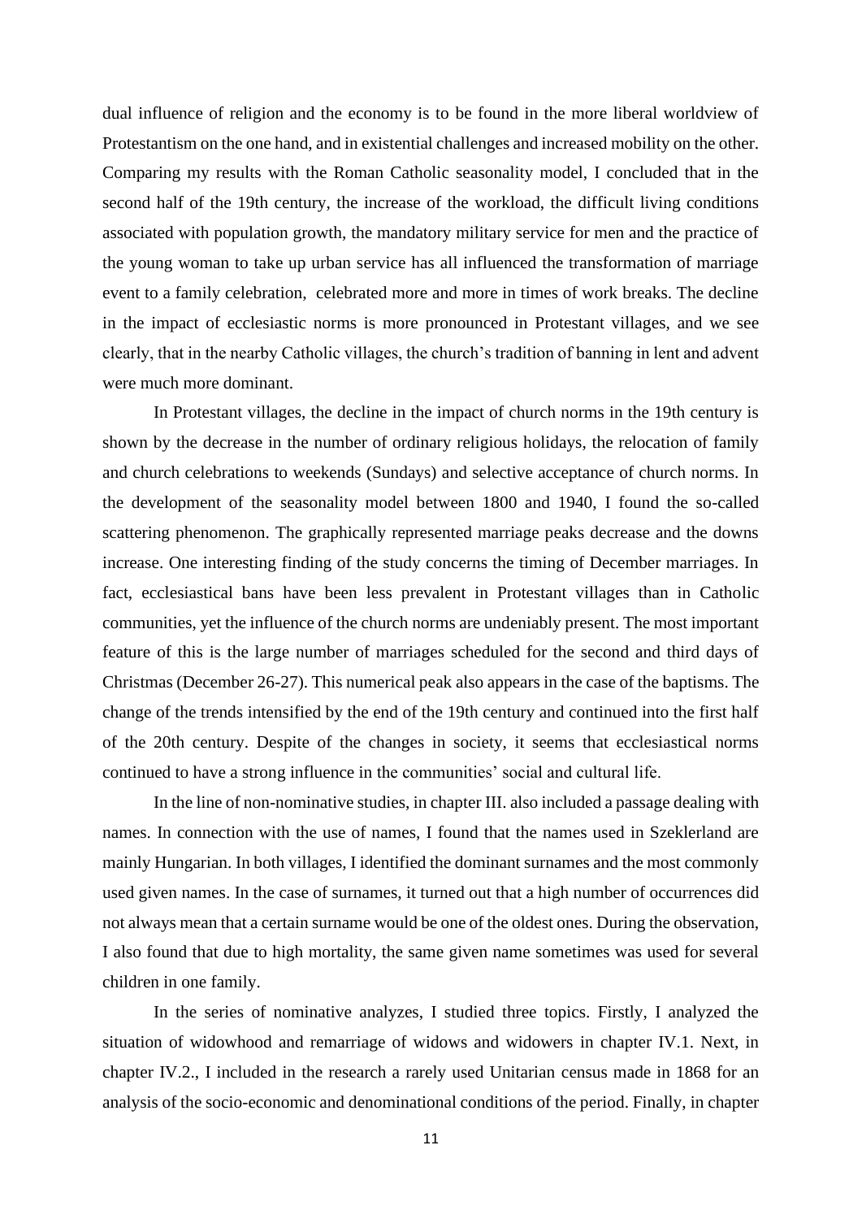dual influence of religion and the economy is to be found in the more liberal worldview of Protestantism on the one hand, and in existential challenges and increased mobility on the other. Comparing my results with the Roman Catholic seasonality model, I concluded that in the second half of the 19th century, the increase of the workload, the difficult living conditions associated with population growth, the mandatory military service for men and the practice of the young woman to take up urban service has all influenced the transformation of marriage event to a family celebration, celebrated more and more in times of work breaks. The decline in the impact of ecclesiastic norms is more pronounced in Protestant villages, and we see clearly, that in the nearby Catholic villages, the church's tradition of banning in lent and advent were much more dominant.

In Protestant villages, the decline in the impact of church norms in the 19th century is shown by the decrease in the number of ordinary religious holidays, the relocation of family and church celebrations to weekends (Sundays) and selective acceptance of church norms. In the development of the seasonality model between 1800 and 1940, I found the so-called scattering phenomenon. The graphically represented marriage peaks decrease and the downs increase. One interesting finding of the study concerns the timing of December marriages. In fact, ecclesiastical bans have been less prevalent in Protestant villages than in Catholic communities, yet the influence of the church norms are undeniably present. The most important feature of this is the large number of marriages scheduled for the second and third days of Christmas (December 26-27). This numerical peak also appears in the case of the baptisms. The change of the trends intensified by the end of the 19th century and continued into the first half of the 20th century. Despite of the changes in society, it seems that ecclesiastical norms continued to have a strong influence in the communities' social and cultural life.

In the line of non-nominative studies, in chapter III. also included a passage dealing with names. In connection with the use of names, I found that the names used in Szeklerland are mainly Hungarian. In both villages, I identified the dominant surnames and the most commonly used given names. In the case of surnames, it turned out that a high number of occurrences did not always mean that a certain surname would be one of the oldest ones. During the observation, I also found that due to high mortality, the same given name sometimes was used for several children in one family.

In the series of nominative analyzes, I studied three topics. Firstly, I analyzed the situation of widowhood and remarriage of widows and widowers in chapter IV.1. Next, in chapter IV.2., I included in the research a rarely used Unitarian census made in 1868 for an analysis of the socio-economic and denominational conditions of the period. Finally, in chapter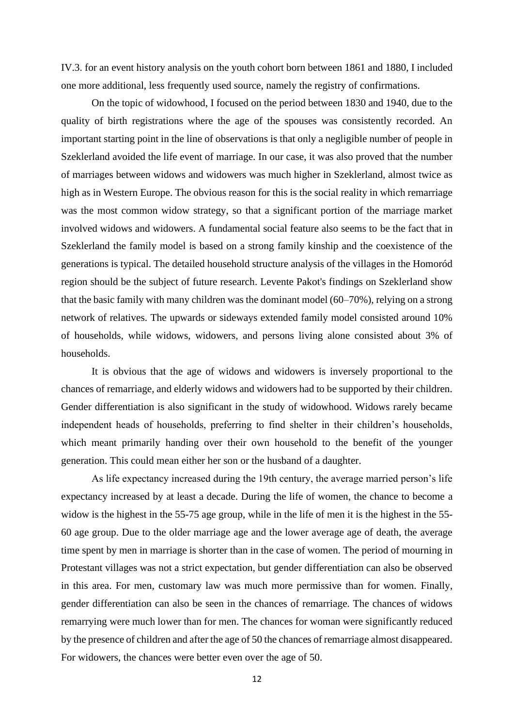IV.3. for an event history analysis on the youth cohort born between 1861 and 1880, I included one more additional, less frequently used source, namely the registry of confirmations.

On the topic of widowhood, I focused on the period between 1830 and 1940, due to the quality of birth registrations where the age of the spouses was consistently recorded. An important starting point in the line of observations is that only a negligible number of people in Szeklerland avoided the life event of marriage. In our case, it was also proved that the number of marriages between widows and widowers was much higher in Szeklerland, almost twice as high as in Western Europe. The obvious reason for this is the social reality in which remarriage was the most common widow strategy, so that a significant portion of the marriage market involved widows and widowers. A fundamental social feature also seems to be the fact that in Szeklerland the family model is based on a strong family kinship and the coexistence of the generations is typical. The detailed household structure analysis of the villages in the Homoród region should be the subject of future research. Levente Pakot's findings on Szeklerland show that the basic family with many children was the dominant model (60–70%), relying on a strong network of relatives. The upwards or sideways extended family model consisted around 10% of households, while widows, widowers, and persons living alone consisted about 3% of households.

It is obvious that the age of widows and widowers is inversely proportional to the chances of remarriage, and elderly widows and widowers had to be supported by their children. Gender differentiation is also significant in the study of widowhood. Widows rarely became independent heads of households, preferring to find shelter in their children's households, which meant primarily handing over their own household to the benefit of the younger generation. This could mean either her son or the husband of a daughter.

As life expectancy increased during the 19th century, the average married person's life expectancy increased by at least a decade. During the life of women, the chance to become a widow is the highest in the 55-75 age group, while in the life of men it is the highest in the 55-60 age group. Due to the older marriage age and the lower average age of death, the average time spent by men in marriage is shorter than in the case of women. The period of mourning in Protestant villages was not a strict expectation, but gender differentiation can also be observed in this area. For men, customary law was much more permissive than for women. Finally, gender differentiation can also be seen in the chances of remarriage. The chances of widows remarrying were much lower than for men. The chances for woman were significantly reduced by the presence of children and after the age of 50 the chances of remarriage almost disappeared. For widowers, the chances were better even over the age of 50.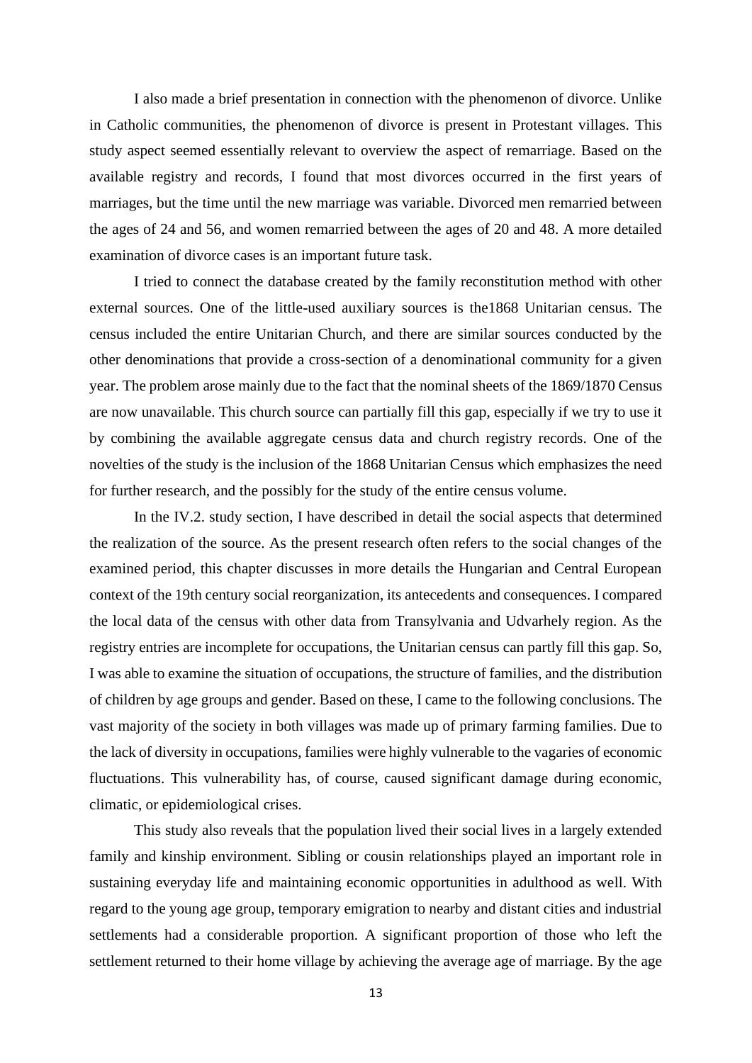I also made a brief presentation in connection with the phenomenon of divorce. Unlike in Catholic communities, the phenomenon of divorce is present in Protestant villages. This study aspect seemed essentially relevant to overview the aspect of remarriage. Based on the available registry and records, I found that most divorces occurred in the first years of marriages, but the time until the new marriage was variable. Divorced men remarried between the ages of 24 and 56, and women remarried between the ages of 20 and 48. A more detailed examination of divorce cases is an important future task.

I tried to connect the database created by the family reconstitution method with other external sources. One of the little-used auxiliary sources is the1868 Unitarian census. The census included the entire Unitarian Church, and there are similar sources conducted by the other denominations that provide a cross-section of a denominational community for a given year. The problem arose mainly due to the fact that the nominal sheets of the 1869/1870 Census are now unavailable. This church source can partially fill this gap, especially if we try to use it by combining the available aggregate census data and church registry records. One of the novelties of the study is the inclusion of the 1868 Unitarian Census which emphasizes the need for further research, and the possibly for the study of the entire census volume.

In the IV.2. study section, I have described in detail the social aspects that determined the realization of the source. As the present research often refers to the social changes of the examined period, this chapter discusses in more details the Hungarian and Central European context of the 19th century social reorganization, its antecedents and consequences. I compared the local data of the census with other data from Transylvania and Udvarhely region. As the registry entries are incomplete for occupations, the Unitarian census can partly fill this gap. So, I was able to examine the situation of occupations, the structure of families, and the distribution of children by age groups and gender. Based on these, I came to the following conclusions. The vast majority of the society in both villages was made up of primary farming families. Due to the lack of diversity in occupations, families were highly vulnerable to the vagaries of economic fluctuations. This vulnerability has, of course, caused significant damage during economic, climatic, or epidemiological crises.

This study also reveals that the population lived their social lives in a largely extended family and kinship environment. Sibling or cousin relationships played an important role in sustaining everyday life and maintaining economic opportunities in adulthood as well. With regard to the young age group, temporary emigration to nearby and distant cities and industrial settlements had a considerable proportion. A significant proportion of those who left the settlement returned to their home village by achieving the average age of marriage. By the age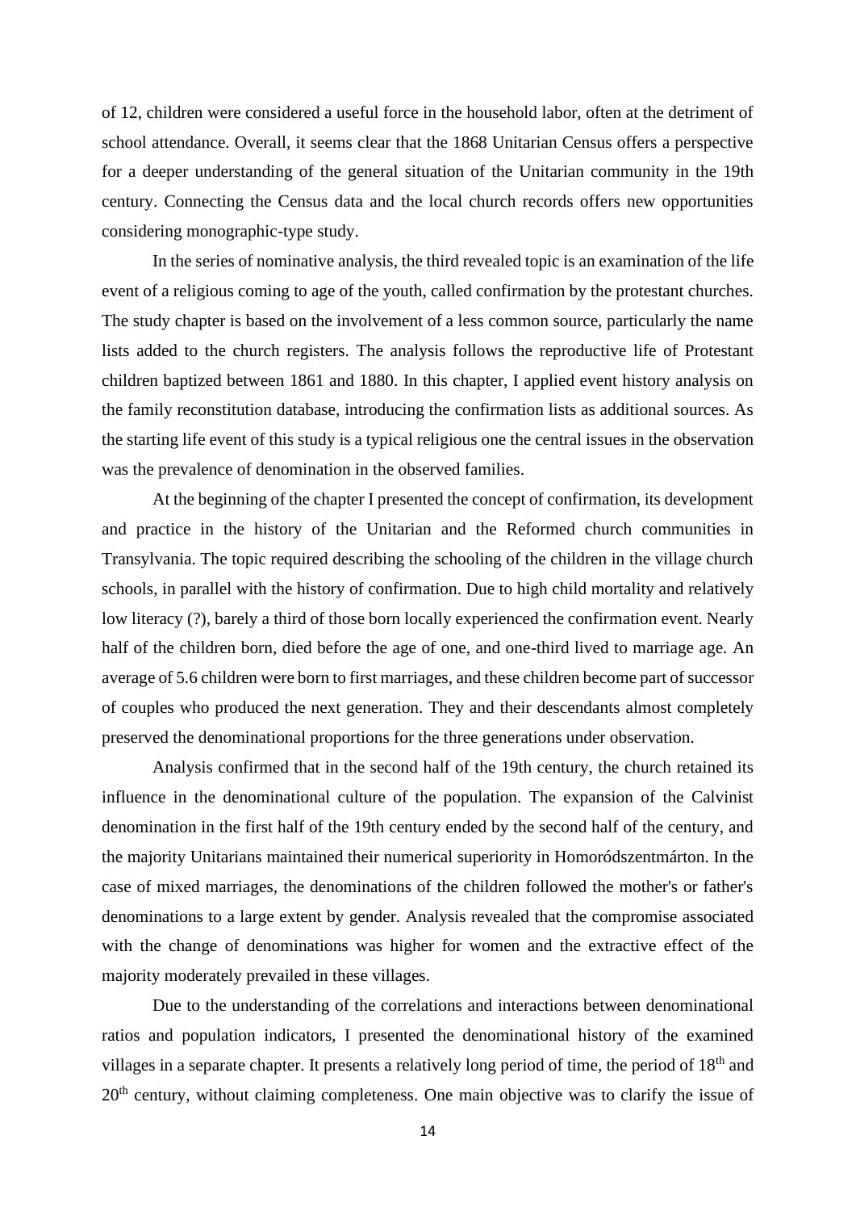of 12, children were considered a useful force in the household labor, often at the detriment of school attendance. Overall, it seems clear that the 1868 Unitarian Census offers a perspective for a deeper understanding of the general situation of the Unitarian community in the 19th century. Connecting the Census data and the local church records offers new opportunities considering monographic-type study.

In the series of nominative analysis, the third revealed topic is an examination of the life event of a religious coming to age of the youth, called confirmation by the protestant churches. The study chapter is based on the involvement of a less common source, particularly the name lists added to the church registers. The analysis follows the reproductive life of Protestant children baptized between 1861 and 1880. In this chapter, I applied event history analysis on the family reconstitution database, introducing the confirmation lists as additional sources. As the starting life event of this study is a typical religious one the central issues in the observation was the prevalence of denomination in the observed families.

At the beginning of the chapter I presented the concept of confirmation, its development and practice in the history of the Unitarian and the Reformed church communities in Transylvania. The topic required describing the schooling of the children in the village church schools, in parallel with the history of confirmation. Due to high child mortality and relatively low literacy (?), barely a third of those born locally experienced the confirmation event. Nearly half of the children born, died before the age of one, and one-third lived to marriage age. An average of 5.6 children were born to first marriages, and these children become part of successor of couples who produced the next generation. They and their descendants almost completely preserved the denominational proportions for the three generations under observation.

Analysis confirmed that in the second half of the 19th century, the church retained its influence in the denominational culture of the population. The expansion of the Calvinist denomination in the first half of the 19th century ended by the second half of the century, and the majority Unitarians maintained their numerical superiority in Homoródszentmárton. In the case of mixed marriages, the denominations of the children followed the mother's or father's denominations to a large extent by gender. Analysis revealed that the compromise associated with the change of denominations was higher for women and the extractive effect of the majority moderately prevailed in these villages.

Due to the understanding of the correlations and interactions between denominational ratios and population indicators, I presented the denominational history of the examined villages in a separate chapter. It presents a relatively long period of time, the period of 18th and 20th century, without claiming completeness. One main objective was to clarify the issue of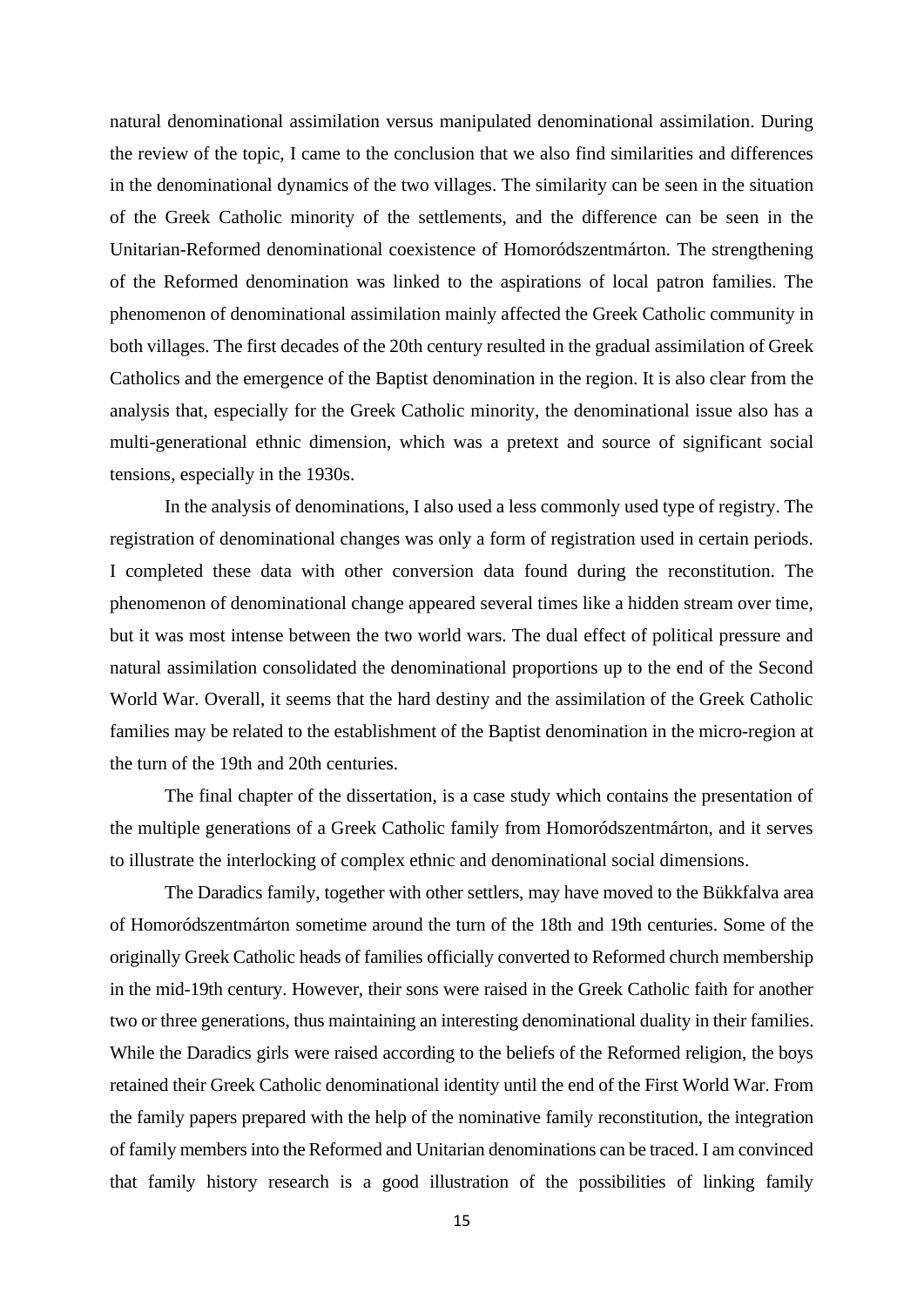natural denominational assimilation versus manipulated denominational assimilation. During the review of the topic, I came to the conclusion that we also find similarities and differences in the denominational dynamics of the two villages. The similarity can be seen in the situation of the Greek Catholic minority of the settlements, and the difference can be seen in the Unitarian-Reformed denominational coexistence of Homoródszentmárton. The strengthening of the Reformed denomination was linked to the aspirations of local patron families. The phenomenon of denominational assimilation mainly affected the Greek Catholic community in both villages. The first decades of the 20th century resulted in the gradual assimilation of Greek Catholics and the emergence of the Baptist denomination in the region. It is also clear from the analysis that, especially for the Greek Catholic minority, the denominational issue also has a multi-generational ethnic dimension, which was a pretext and source of significant social tensions, especially in the 1930s.

In the analysis of denominations, I also used a less commonly used type of registry. The registration of denominational changes was only a form of registration used in certain periods. I completed these data with other conversion data found during the reconstitution. The phenomenon of denominational change appeared several times like a hidden stream over time, but it was most intense between the two world wars. The dual effect of political pressure and natural assimilation consolidated the denominational proportions up to the end of the Second World War. Overall, it seems that the hard destiny and the assimilation of the Greek Catholic families may be related to the establishment of the Baptist denomination in the micro-region at the turn of the 19th and 20th centuries.

The final chapter of the dissertation, is a case study which contains the presentation of the multiple generations of a Greek Catholic family from Homoródszentmárton, and it serves to illustrate the interlocking of complex ethnic and denominational social dimensions.

The Daradics family, together with other settlers, may have moved to the Bükkfalva area of Homoródszentmárton sometime around the turn of the 18th and 19th centuries. Some of the originally Greek Catholic heads of families officially converted to Reformed church membership in the mid-19th century. However, their sons were raised in the Greek Catholic faith for another two or three generations, thus maintaining an interesting denominational duality in their families. While the Daradics girls were raised according to the beliefs of the Reformed religion, the boys retained their Greek Catholic denominational identity until the end of the First World War. From the family papers prepared with the help of the nominative family reconstitution, the integration of family members into the Reformed and Unitarian denominations can be traced. I am convinced that family history research is a good illustration of the possibilities of linking family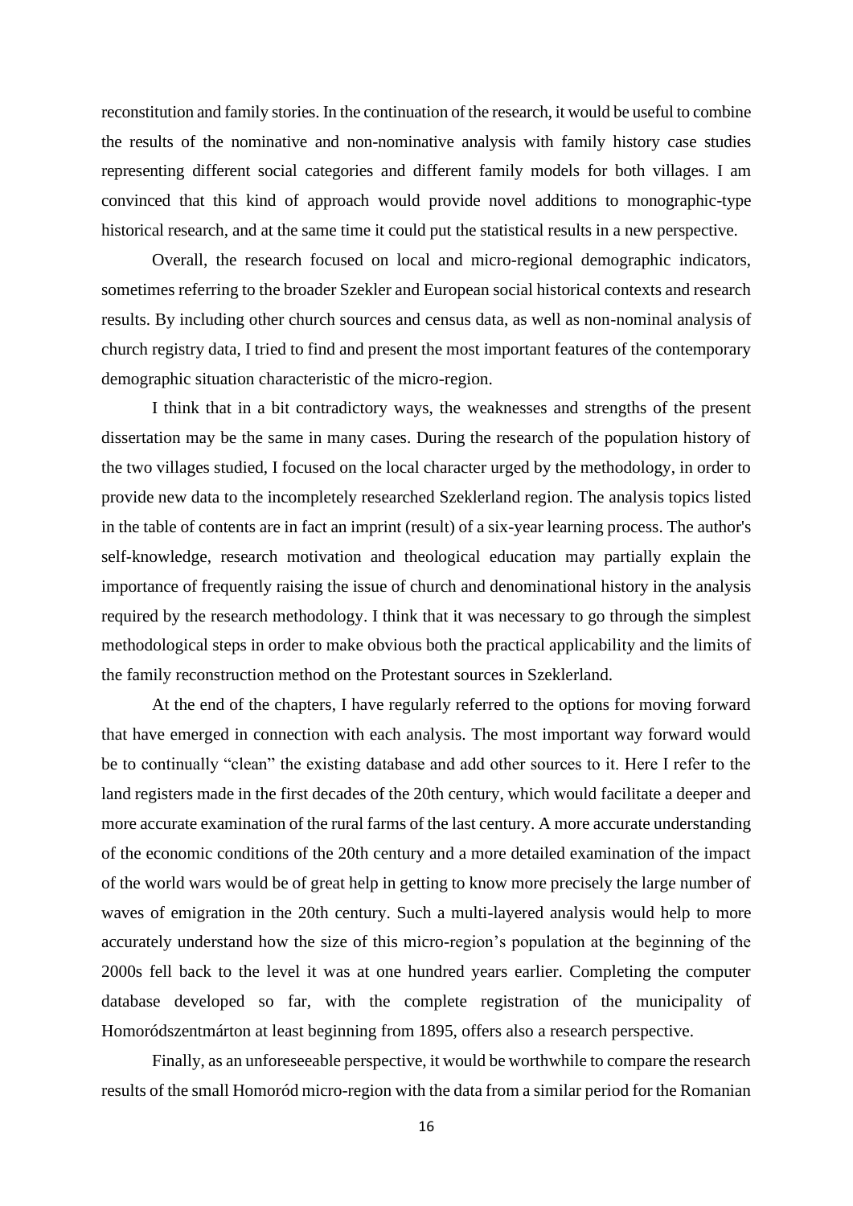reconstitution and family stories. In the continuation of the research, it would be useful to combine the results of the nominative and non-nominative analysis with family history case studies representing different social categories and different family models for both villages. I am convinced that this kind of approach would provide novel additions to monographic-type historical research, and at the same time it could put the statistical results in a new perspective.

Overall, the research focused on local and micro-regional demographic indicators, sometimes referring to the broader Szekler and European social historical contexts and research results. By including other church sources and census data, as well as non-nominal analysis of church registry data, I tried to find and present the most important features of the contemporary demographic situation characteristic of the micro-region.

I think that in a bit contradictory ways, the weaknesses and strengths of the present dissertation may be the same in many cases. During the research of the population history of the two villages studied, I focused on the local character urged by the methodology, in order to provide new data to the incompletely researched Szeklerland region. The analysis topics listed in the table of contents are in fact an imprint (result) of a six-year learning process. The author's self-knowledge, research motivation and theological education may partially explain the importance of frequently raising the issue of church and denominational history in the analysis required by the research methodology. I think that it was necessary to go through the simplest methodological steps in order to make obvious both the practical applicability and the limits of the family reconstruction method on the Protestant sources in Szeklerland.

At the end of the chapters, I have regularly referred to the options for moving forward that have emerged in connection with each analysis. The most important way forward would be to continually "clean" the existing database and add other sources to it. Here I refer to the land registers made in the first decades of the 20th century, which would facilitate a deeper and more accurate examination of the rural farms of the last century. A more accurate understanding of the economic conditions of the 20th century and a more detailed examination of the impact of the world wars would be of great help in getting to know more precisely the large number of waves of emigration in the 20th century. Such a multi-layered analysis would help to more accurately understand how the size of this micro-region's population at the beginning of the 2000s fell back to the level it was at one hundred years earlier. Completing the computer database developed so far, with the complete registration of the municipality of Homoródszentmárton at least beginning from 1895, offers also a research perspective.

Finally, as an unforeseeable perspective, it would be worthwhile to compare the research results of the small Homoród micro-region with the data from a similar period for the Romanian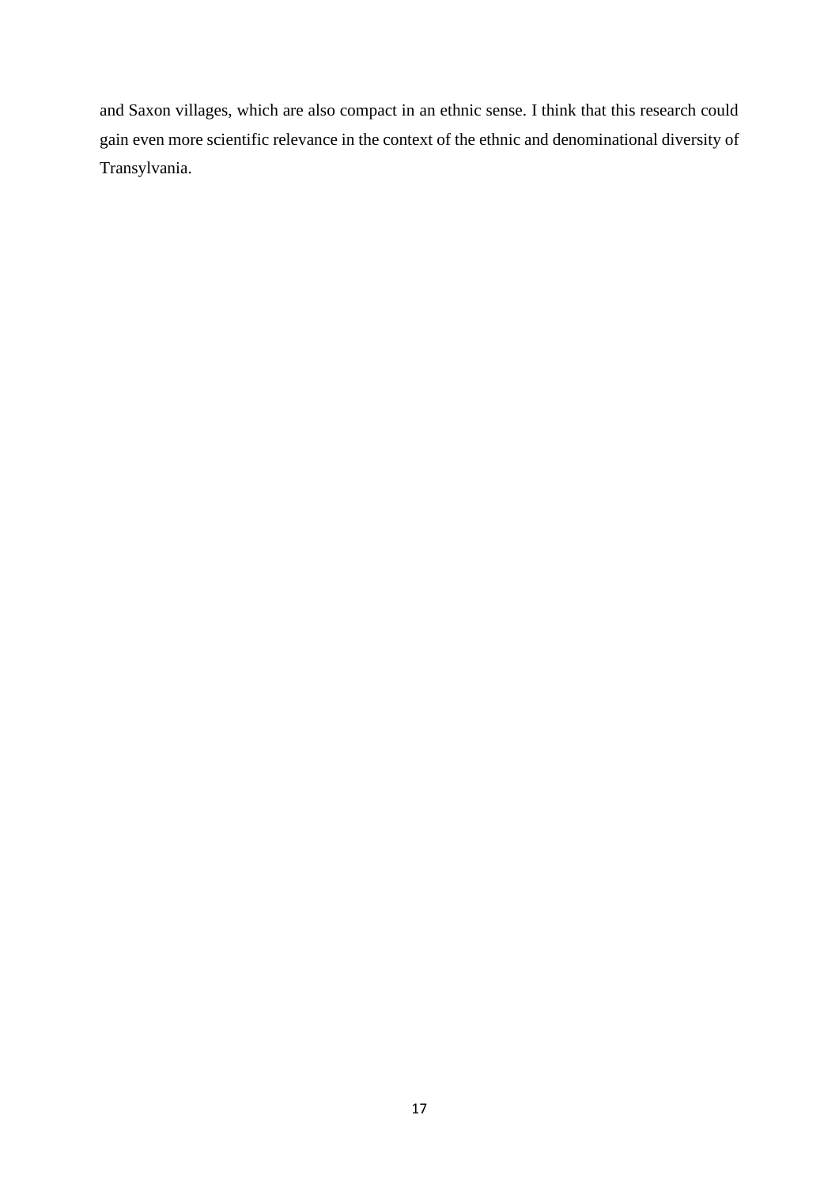and Saxon villages, which are also compact in an ethnic sense. I think that this research could gain even more scientific relevance in the context of the ethnic and denominational diversity of Transylvania.